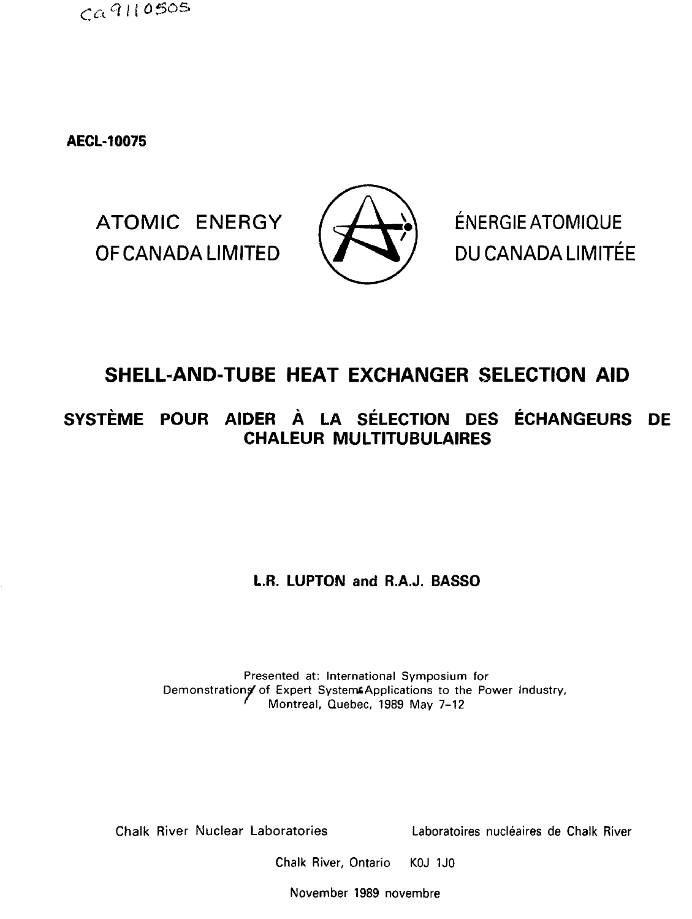ca9110505

**AECL-10075**

ATOMIC ENERGY OF CANADA LIMITED

ÉNERGIE ATOMIQUE DU CANADA LIMITÉE

# SHELL-AND-TUBE HEAT EXCHANGER SELECTION AID

## SYSTÈME POUR AIDER À LA SÉLECTION DES ÉCHANGEURS DE CHALEUR MULTITUBULAIRES

**L.R. LUPTON and R.A.J. BASSO**

Presented at: International Symposium for Demonstrations of Expert Systems Applications to the Power Industry, Montreal, Quebec, 1989 May 7-12

Chalk River Nuclear Laboratories

Laboratoires nucléaires de Chalk River

Chalk River, Ontario K0J 1J0

November 1989 novembre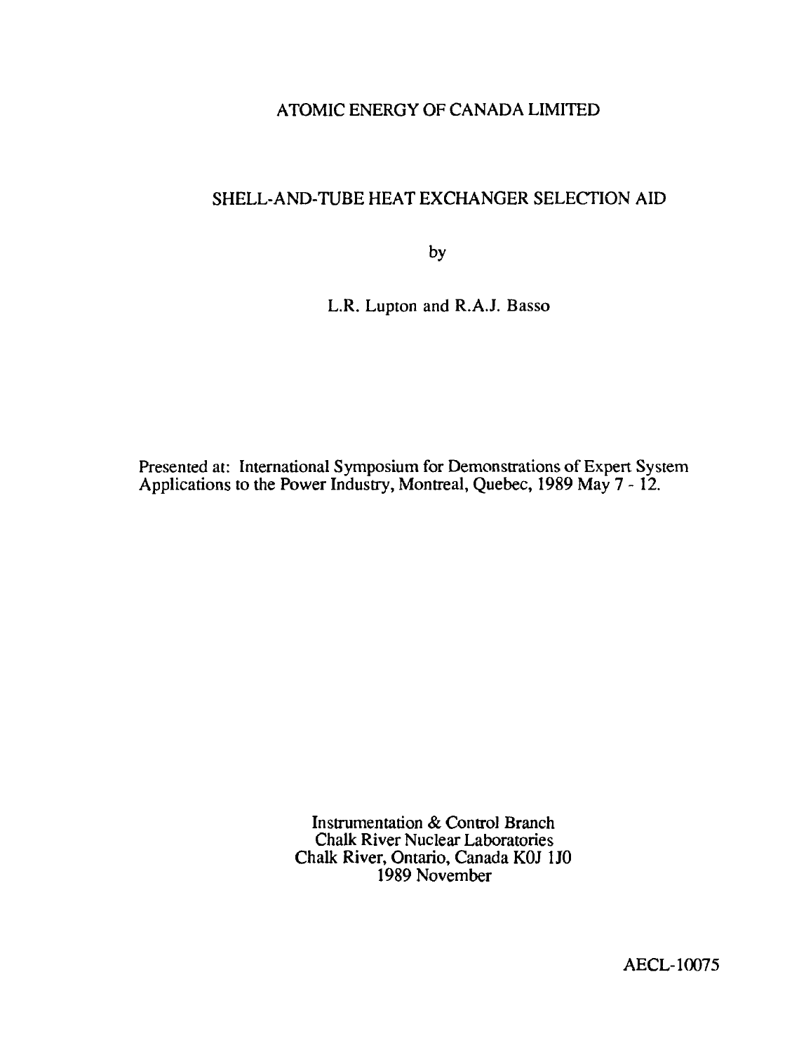ATOMIC ENERGY OF CANADA LIMITED

# SHELL-AND-TUBE HEAT EXCHANGER SELECTION AID

by

L.R. Lupton and R.A.J. Basso

Presented at: International Symposium for Demonstrations of Expert System Applications to the Power Industry, Montreal, Quebec, 1989 May 7 - 12.

Instrumentation & Control Branch
Chalk River Nuclear Laboratories
Chalk River, Ontario, Canada K0J 1J0
1989 November

AECL-10075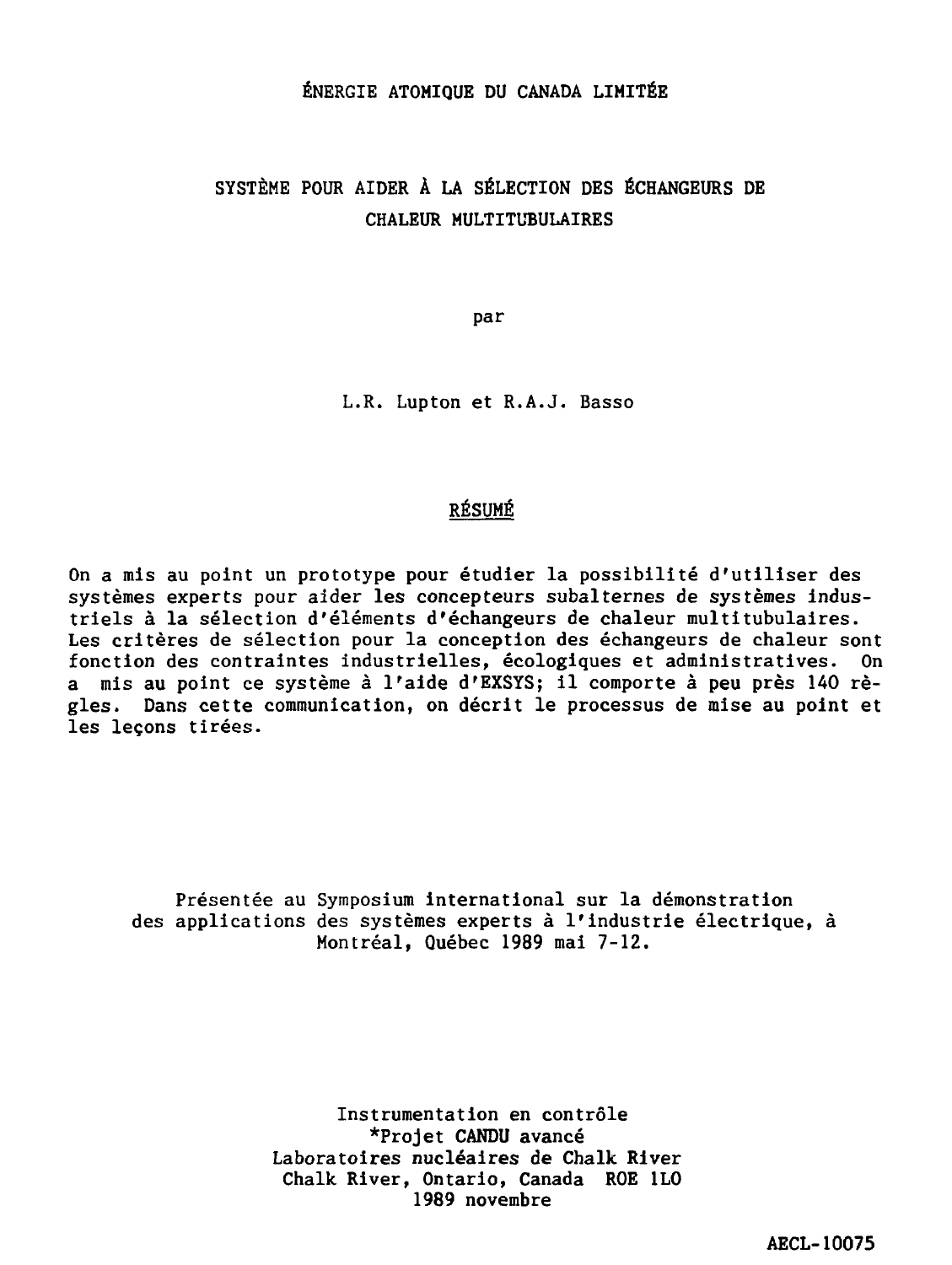ÉNERGIE ATOMIQUE DU CANADA LIMITÉE

# SYSTÈME POUR AIDER À LA SÉLECTION DES ÉCHANGEURS DE CHALEUR MULTITUBULAIRES

par

L.R. Lupton et R.A.J. Basso

## RÉSUMÉ

On a mis au point un prototype pour étudier la possibilité d'utiliser des systèmes experts pour aider les concepteurs subalternes de systèmes industriels à la sélection d'éléments d'échangeurs de chaleur multitubulaires. Les critères de sélection pour la conception des échangeurs de chaleur sont fonction des contraintes industrielles, écologiques et administratives. On a mis au point ce système à l'aide d'EXSYS; il comporte à peu près 140 règles. Dans cette communication, on décrit le processus de mise au point et les leçons tirées.

Présentée au Symposium international sur la démonstration des applications des systèmes experts à l'industrie électrique, à Montréal, Québec 1989 mai 7-12.

Instrumentation en contrôle
*Projet CANDU avancé
Laboratoires nucléaires de Chalk River
Chalk River, Ontario, Canada ROE 1LO
1989 novembre

AECL-10075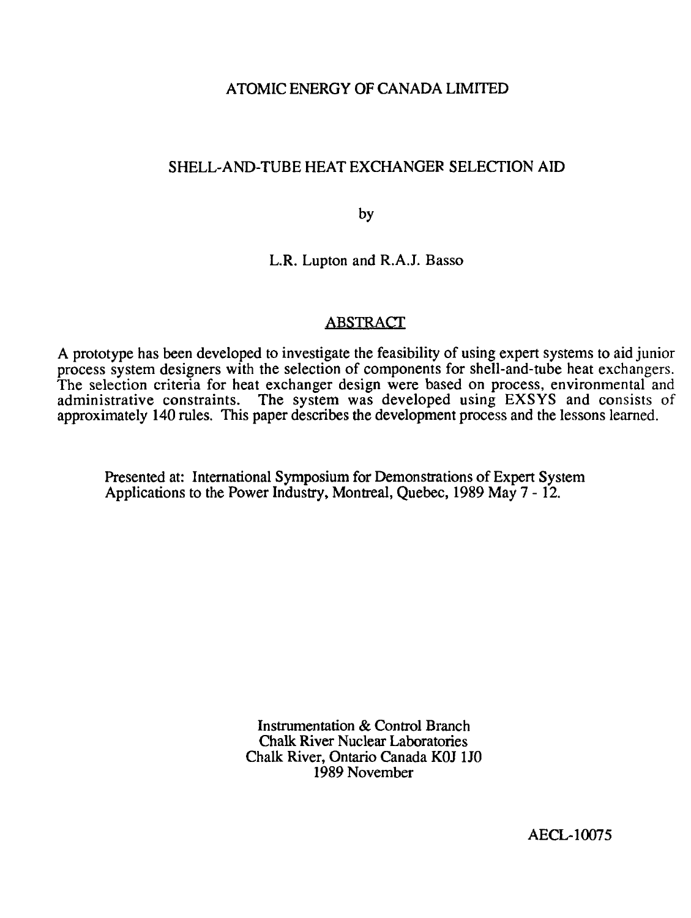ATOMIC ENERGY OF CANADA LIMITED

# SHELL-AND-TUBE HEAT EXCHANGER SELECTION AID

by

L.R. Lupton and R.A.J. Basso

## ABSTRACT

A prototype has been developed to investigate the feasibility of using expert systems to aid junior process system designers with the selection of components for shell-and-tube heat exchangers. The selection criteria for heat exchanger design were based on process, environmental and administrative constraints. The system was developed using EXSYS and consists of approximately 140 rules. This paper describes the development process and the lessons learned.

Presented at: International Symposium for Demonstrations of Expert System Applications to the Power Industry, Montreal, Quebec, 1989 May 7 - 12.

Instrumentation & Control Branch
Chalk River Nuclear Laboratories
Chalk River, Ontario Canada K0J 1J0
1989 November

AECL-10075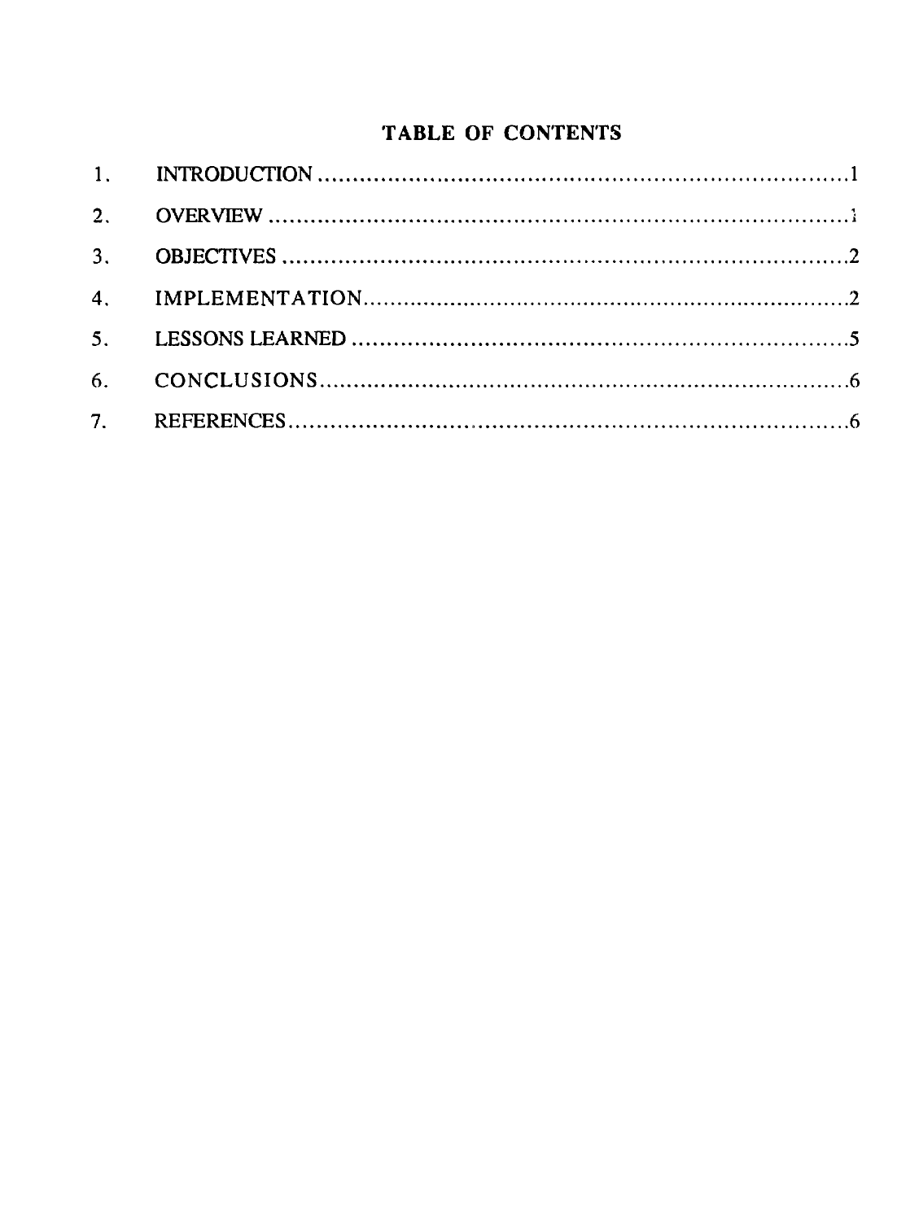# TABLE OF CONTENTS

1. INTRODUCTION .......................................................................1
2. OVERVIEW ..............................................................................1
3. OBJECTIVES ............................................................................2
4. IMPLEMENTATION...................................................................2
5. LESSONS LEARNED .................................................................5
6. CONCLUSIONS.........................................................................6
7. REFERENCES...........................................................................6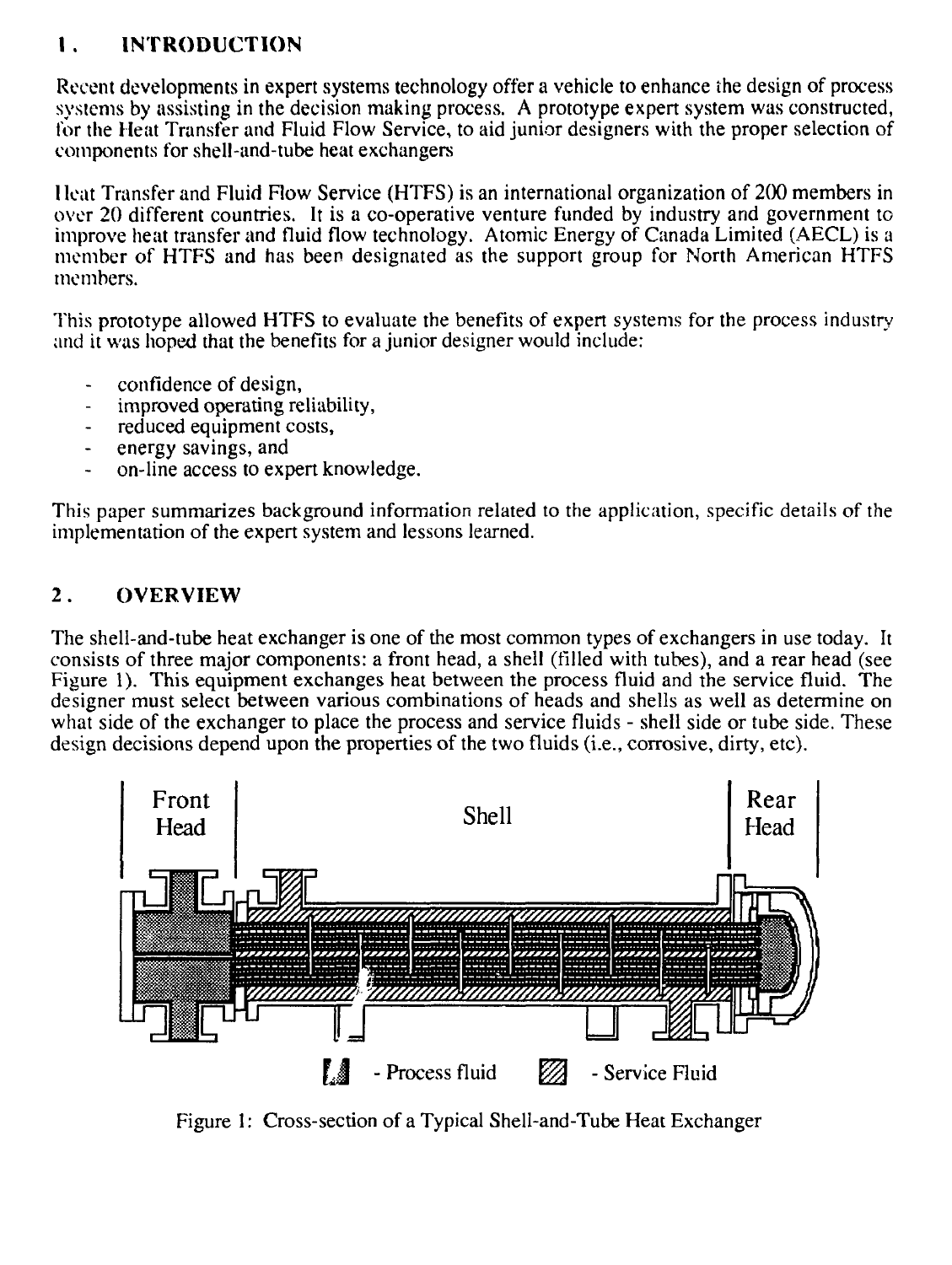## 1. INTRODUCTION

Recent developments in expert systems technology offer a vehicle to enhance the design of process systems by assisting in the decision making process. A prototype expert system was constructed, for the Heat Transfer and Fluid Flow Service, to aid junior designers with the proper selection of components for shell-and-tube heat exchangers

Heat Transfer and Fluid Flow Service (HTFS) is an international organization of 200 members in over 20 different countries. It is a co-operative venture funded by industry and government to improve heat transfer and fluid flow technology. Atomic Energy of Canada Limited (AECL) is a member of HTFS and has been designated as the support group for North American HTFS members.

This prototype allowed HTFS to evaluate the benefits of expert systems for the process industry and it was hoped that the benefits for a junior designer would include:

- confidence of design,
- improved operating reliability,
- reduced equipment costs,
- energy savings, and
- on-line access to expert knowledge.

This paper summarizes background information related to the application, specific details of the implementation of the expert system and lessons learned.

## 2. OVERVIEW

The shell-and-tube heat exchanger is one of the most common types of exchangers in use today. It consists of three major components: a front head, a shell (filled with tubes), and a rear head (see Figure 1). This equipment exchanges heat between the process fluid and the service fluid. The designer must select between various combinations of heads and shells as well as determine on what side of the exchanger to place the process and service fluids - shell side or tube side. These design decisions depend upon the properties of the two fluids (i.e., corrosive, dirty, etc).

Front Head | Shell | Rear Head

- Process fluid   - Service Fluid

Figure 1: Cross-section of a Typical Shell-and-Tube Heat Exchanger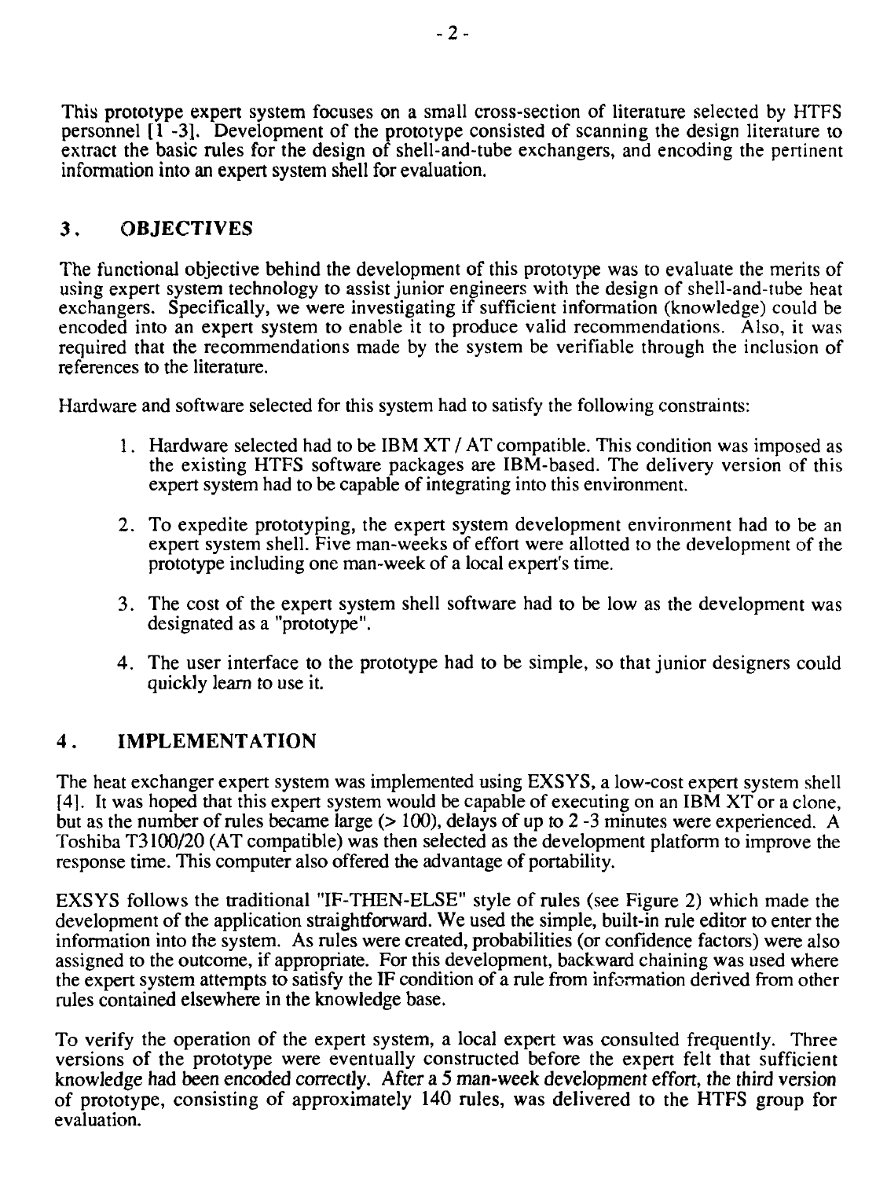This prototype expert system focuses on a small cross-section of literature selected by HTFS personnel [1 -3]. Development of the prototype consisted of scanning the design literature to extract the basic rules for the design of shell-and-tube exchangers, and encoding the pertinent information into an expert system shell for evaluation.

## 3. OBJECTIVES

The functional objective behind the development of this prototype was to evaluate the merits of using expert system technology to assist junior engineers with the design of shell-and-tube heat exchangers. Specifically, we were investigating if sufficient information (knowledge) could be encoded into an expert system to enable it to produce valid recommendations. Also, it was required that the recommendations made by the system be verifiable through the inclusion of references to the literature.

Hardware and software selected for this system had to satisfy the following constraints:

1. Hardware selected had to be IBM XT / AT compatible. This condition was imposed as the existing HTFS software packages are IBM-based. The delivery version of this expert system had to be capable of integrating into this environment.
2. To expedite prototyping, the expert system development environment had to be an expert system shell. Five man-weeks of effort were allotted to the development of the prototype including one man-week of a local expert's time.
3. The cost of the expert system shell software had to be low as the development was designated as a "prototype".
4. The user interface to the prototype had to be simple, so that junior designers could quickly learn to use it.

## 4. IMPLEMENTATION

The heat exchanger expert system was implemented using EXSYS, a low-cost expert system shell [4]. It was hoped that this expert system would be capable of executing on an IBM XT or a clone, but as the number of rules became large (> 100), delays of up to 2 -3 minutes were experienced. A Toshiba T3100/20 (AT compatible) was then selected as the development platform to improve the response time. This computer also offered the advantage of portability.

EXSYS follows the traditional "IF-THEN-ELSE" style of rules (see Figure 2) which made the development of the application straightforward. We used the simple, built-in rule editor to enter the information into the system. As rules were created, probabilities (or confidence factors) were also assigned to the outcome, if appropriate. For this development, backward chaining was used where the expert system attempts to satisfy the IF condition of a rule from information derived from other rules contained elsewhere in the knowledge base.

To verify the operation of the expert system, a local expert was consulted frequently. Three versions of the prototype were eventually constructed before the expert felt that sufficient knowledge had been encoded correctly. After a 5 man-week development effort, the third version of prototype, consisting of approximately 140 rules, was delivered to the HTFS group for evaluation.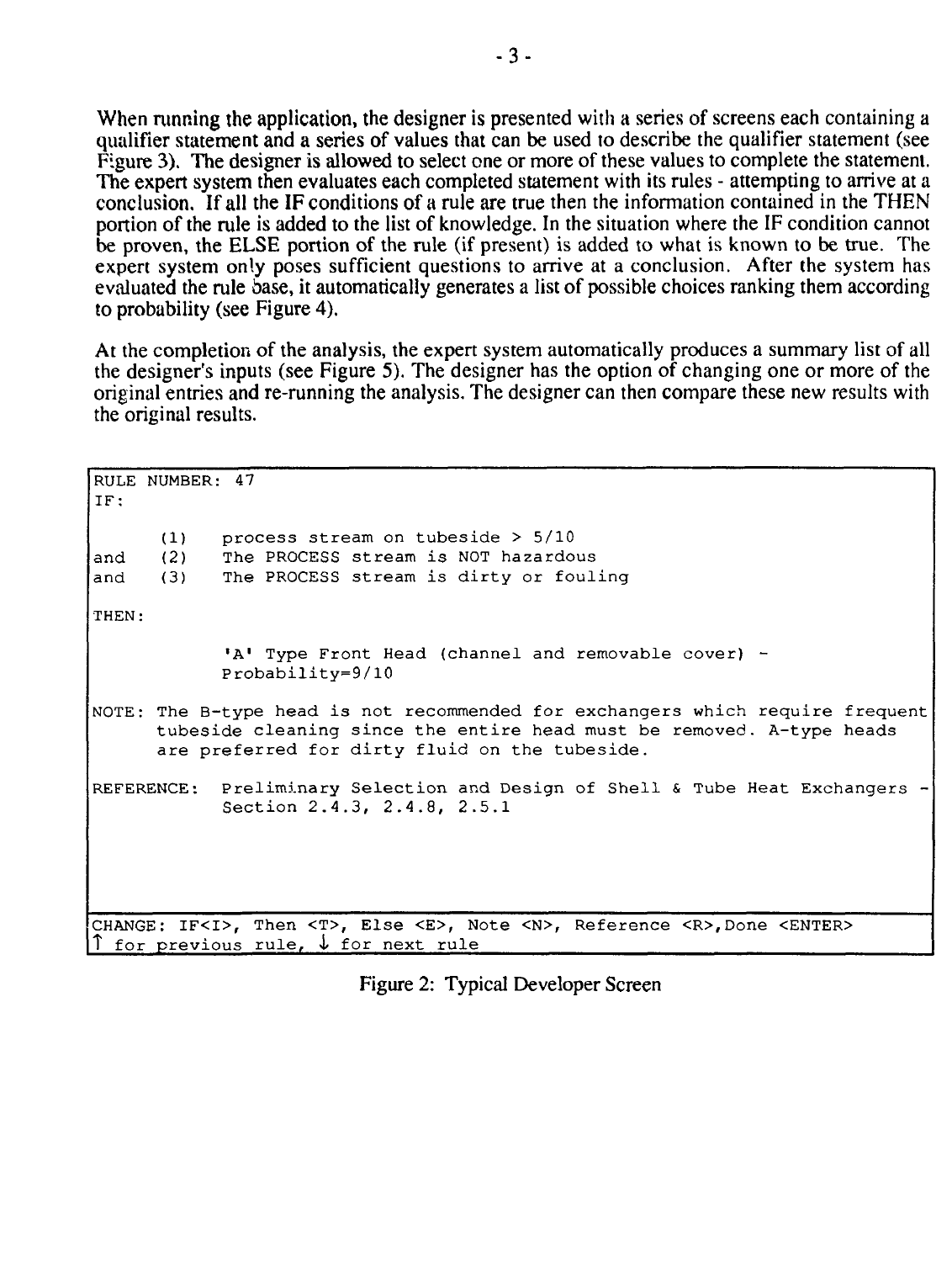When running the application, the designer is presented with a series of screens each containing a qualifier statement and a series of values that can be used to describe the qualifier statement (see Figure 3). The designer is allowed to select one or more of these values to complete the statement. The expert system then evaluates each completed statement with its rules - attempting to arrive at a conclusion. If all the IF conditions of a rule are true then the information contained in the THEN portion of the rule is added to the list of knowledge. In the situation where the IF condition cannot be proven, the ELSE portion of the rule (if present) is added to what is known to be true. The expert system only poses sufficient questions to arrive at a conclusion. After the system has evaluated the rule base, it automatically generates a list of possible choices ranking them according to probability (see Figure 4).

At the completion of the analysis, the expert system automatically produces a summary list of all the designer's inputs (see Figure 5). The designer has the option of changing one or more of the original entries and re-running the analysis. The designer can then compare these new results with the original results.

```
RULE NUMBER: 47
IF:

      (1)    process stream on tubeside > 5/10
and   (2)    The PROCESS stream is NOT hazardous
and   (3)    The PROCESS stream is dirty or fouling

THEN:

             'A' Type Front Head (channel and removable cover) -
             Probability=9/10

NOTE: The B-type head is not recommended for exchangers which require frequent
      tubeside cleaning since the entire head must be removed. A-type heads
      are preferred for dirty fluid on the tubeside.

REFERENCE:   Preliminary Selection and Design of Shell & Tube Heat Exchangers -
             Section 2.4.3, 2.4.8, 2.5.1



CHANGE: IF<I>, Then <T>, Else <E>, Note <N>, Reference <R>,Done <ENTER>
↑ for previous rule, ↓ for next rule
```

Figure 2: Typical Developer Screen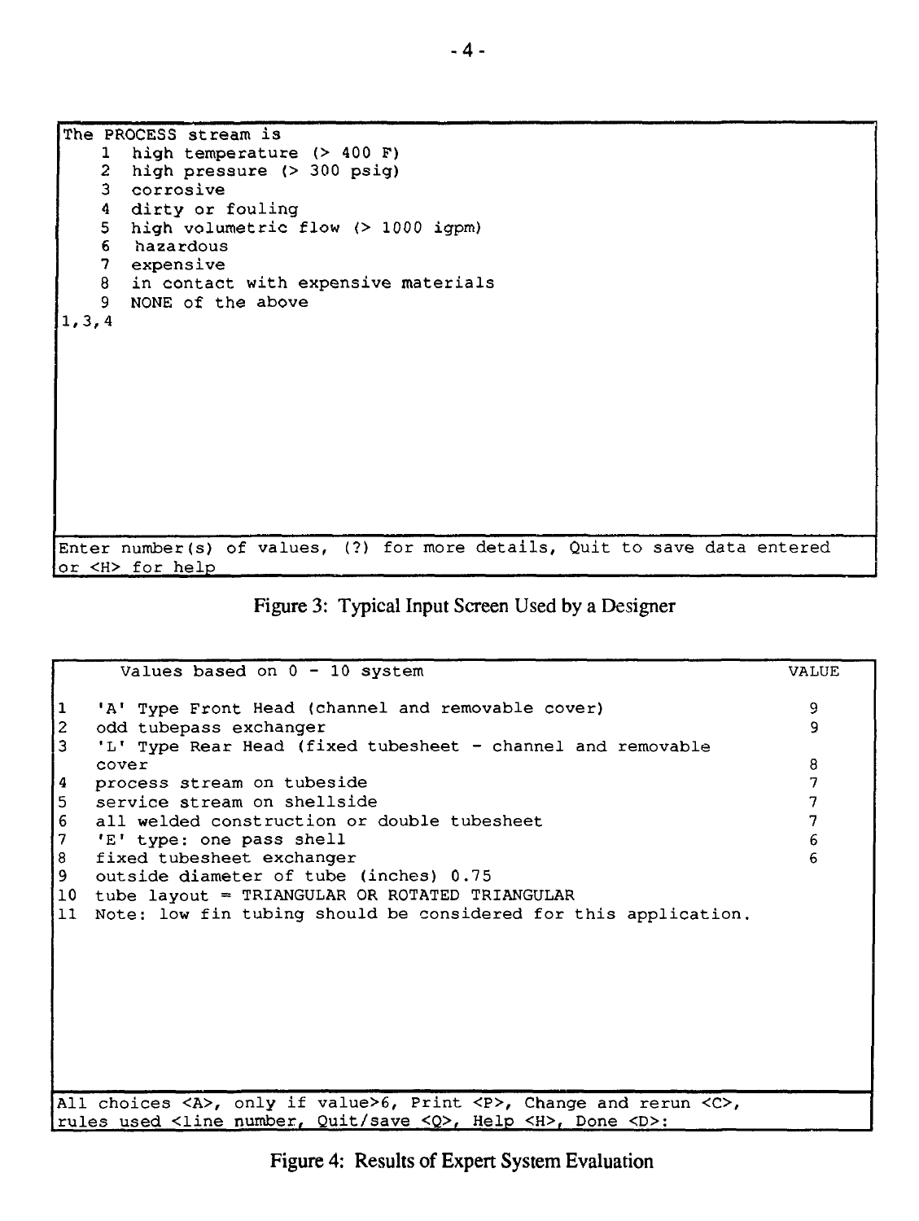```
The PROCESS stream is
    1  high temperature (> 400 F)
    2  high pressure (> 300 psig)
    3  corrosive
    4  dirty or fouling
    5  high volumetric flow (> 1000 igpm)
    6  hazardous
    7  expensive
    8  in contact with expensive materials
    9  NONE of the above
1,3,4

Enter number(s) of values, (?) for more details, Quit to save data entered
or <H> for help
```

Figure 3: Typical Input Screen Used by a Designer

```
      Values based on 0 - 10 system                                    VALUE

1   'A' Type Front Head (channel and removable cover)                    9
2   odd tubepass exchanger                                               9
3   'L' Type Rear Head (fixed tubesheet - channel and removable
    cover                                                                8
4   process stream on tubeside                                           7
5   service stream on shellside                                          7
6   all welded construction or double tubesheet                          7
7   'E' type: one pass shell                                             6
8   fixed tubesheet exchanger                                            6
9   outside diameter of tube (inches) 0.75
10  tube layout = TRIANGULAR OR ROTATED TRIANGULAR
11  Note: low fin tubing should be considered for this application.

All choices <A>, only if value>6, Print <P>, Change and rerun <C>,
rules used <line number, Quit/save <Q>, Help <H>, Done <D>:
```

Figure 4: Results of Expert System Evaluation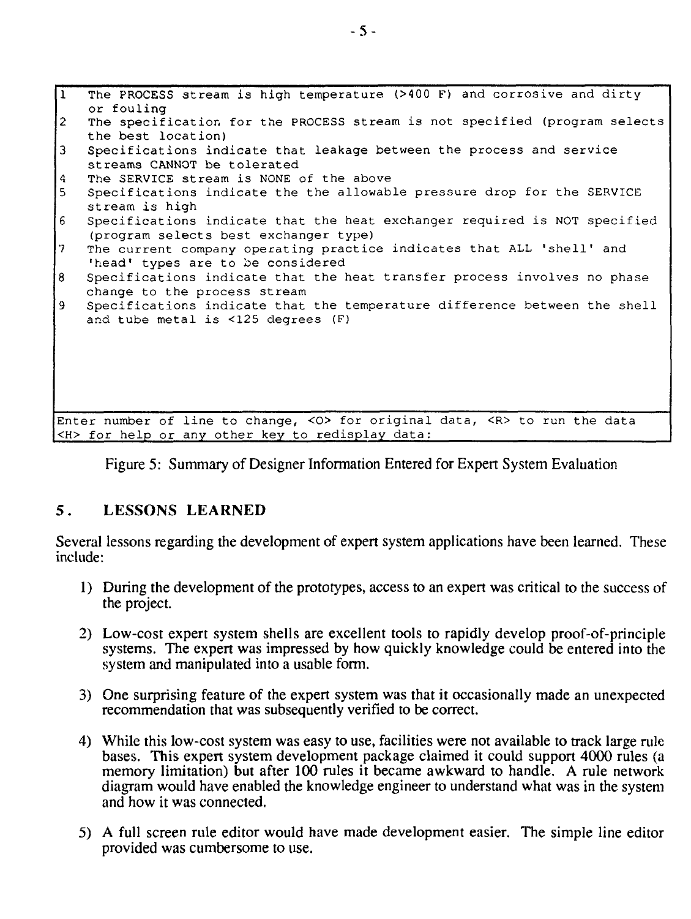```
1  The PROCESS stream is high temperature (>400 F) and corrosive and dirty
   or fouling
2  The specification for the PROCESS stream is not specified (program selects
   the best location)
3  Specifications indicate that leakage between the process and service
   streams CANNOT be tolerated
4  The SERVICE stream is NONE of the above
5  Specifications indicate the the allowable pressure drop for the SERVICE
   stream is high
6  Specifications indicate that the heat exchanger required is NOT specified
   (program selects best exchanger type)
7  The current company operating practice indicates that ALL 'shell' and
   'head' types are to be considered
8  Specifications indicate that the heat transfer process involves no phase
   change to the process stream
9  Specifications indicate that the temperature difference between the shell
   and tube metal is <125 degrees (F)

Enter number of line to change, <O> for original data, <R> to run the data
<H> for help or any other key to redisplay data:
```

Figure 5: Summary of Designer Information Entered for Expert System Evaluation

## 5. LESSONS LEARNED

Several lessons regarding the development of expert system applications have been learned. These include:

1) During the development of the prototypes, access to an expert was critical to the success of the project.

2) Low-cost expert system shells are excellent tools to rapidly develop proof-of-principle systems. The expert was impressed by how quickly knowledge could be entered into the system and manipulated into a usable form.

3) One surprising feature of the expert system was that it occasionally made an unexpected recommendation that was subsequently verified to be correct.

4) While this low-cost system was easy to use, facilities were not available to track large rule bases. This expert system development package claimed it could support 4000 rules (a memory limitation) but after 100 rules it became awkward to handle. A rule network diagram would have enabled the knowledge engineer to understand what was in the system and how it was connected.

5) A full screen rule editor would have made development easier. The simple line editor provided was cumbersome to use.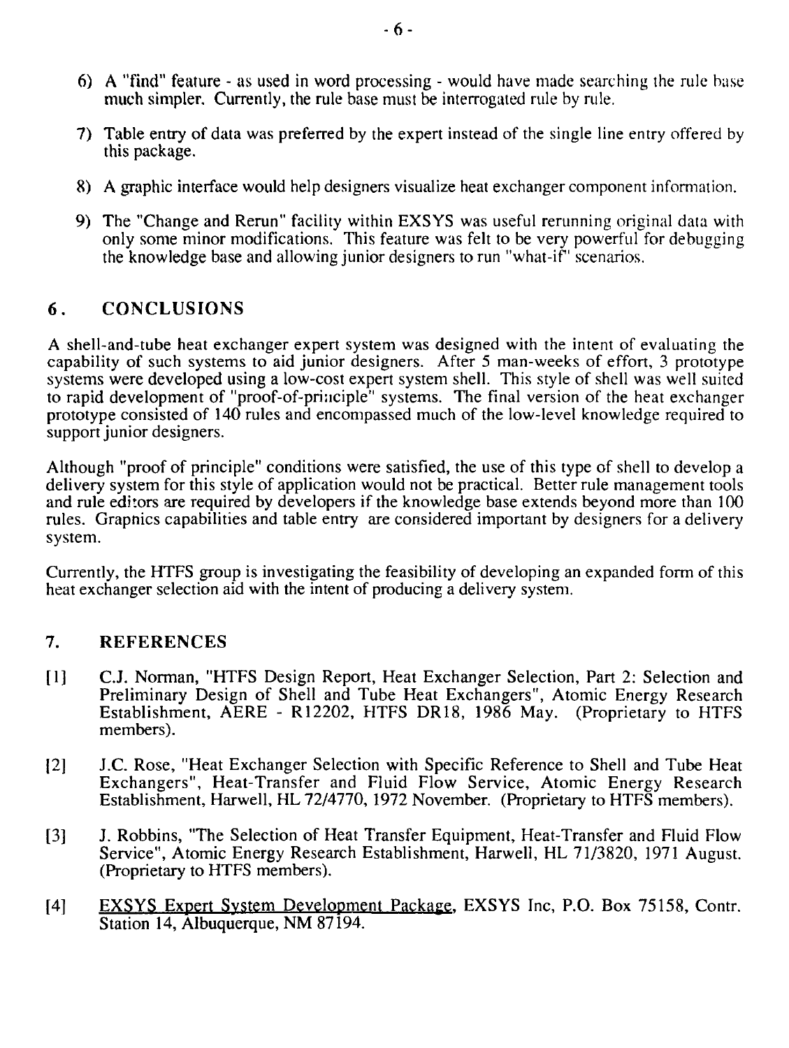6) A "find" feature - as used in word processing - would have made searching the rule base much simpler. Currently, the rule base must be interrogated rule by rule.

7) Table entry of data was preferred by the expert instead of the single line entry offered by this package.

8) A graphic interface would help designers visualize heat exchanger component information.

9) The "Change and Rerun" facility within EXSYS was useful rerunning original data with only some minor modifications. This feature was felt to be very powerful for debugging the knowledge base and allowing junior designers to run "what-if" scenarios.

## 6. CONCLUSIONS

A shell-and-tube heat exchanger expert system was designed with the intent of evaluating the capability of such systems to aid junior designers. After 5 man-weeks of effort, 3 prototype systems were developed using a low-cost expert system shell. This style of shell was well suited to rapid development of "proof-of-principle" systems. The final version of the heat exchanger prototype consisted of 140 rules and encompassed much of the low-level knowledge required to support junior designers.

Although "proof of principle" conditions were satisfied, the use of this type of shell to develop a delivery system for this style of application would not be practical. Better rule management tools and rule editors are required by developers if the knowledge base extends beyond more than 100 rules. Graphics capabilities and table entry are considered important by designers for a delivery system.

Currently, the HTFS group is investigating the feasibility of developing an expanded form of this heat exchanger selection aid with the intent of producing a delivery system.

## 7. REFERENCES

[1] C.J. Norman, "HTFS Design Report, Heat Exchanger Selection, Part 2: Selection and Preliminary Design of Shell and Tube Heat Exchangers", Atomic Energy Research Establishment, AERE - R12202, HTFS DR18, 1986 May. (Proprietary to HTFS members).

[2] J.C. Rose, "Heat Exchanger Selection with Specific Reference to Shell and Tube Heat Exchangers", Heat-Transfer and Fluid Flow Service, Atomic Energy Research Establishment, Harwell, HL 72/4770, 1972 November. (Proprietary to HTFS members).

[3] J. Robbins, "The Selection of Heat Transfer Equipment, Heat-Transfer and Fluid Flow Service", Atomic Energy Research Establishment, Harwell, HL 71/3820, 1971 August. (Proprietary to HTFS members).

[4] EXSYS Expert System Development Package, EXSYS Inc, P.O. Box 75158, Contr. Station 14, Albuquerque, NM 87194.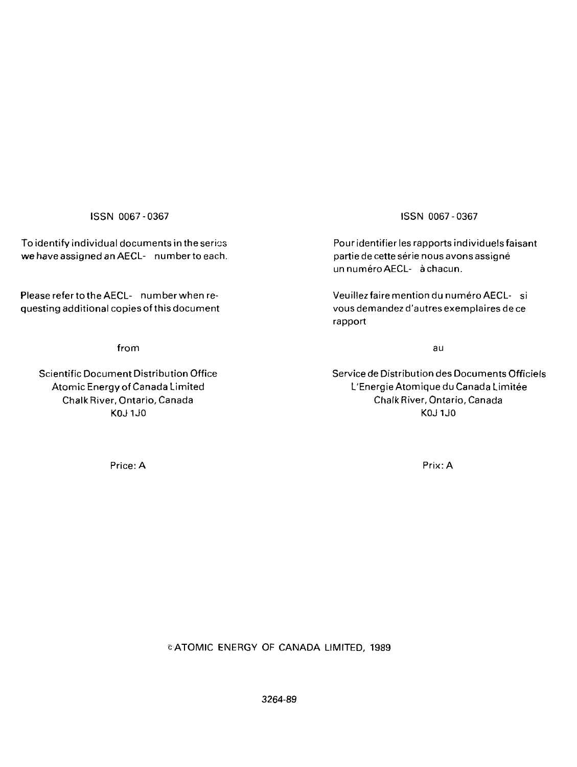ISSN 0067-0367

To identify individual documents in the series we have assigned an AECL- number to each.

Please refer to the AECL- number when requesting additional copies of this document

from

Scientific Document Distribution Office
Atomic Energy of Canada Limited
Chalk River, Ontario, Canada
K0J 1J0

Price: A

ISSN 0067-0367

Pour identifier les rapports individuels faisant partie de cette série nous avons assigné un numéro AECL- à chacun.

Veuillez faire mention du numéro AECL- si vous demandez d'autres exemplaires de ce rapport

au

Service de Distribution des Documents Officiels
L'Energie Atomique du Canada Limitée
Chalk River, Ontario, Canada
K0J 1J0

Prix: A

© ATOMIC ENERGY OF CANADA LIMITED, 1989

3264-89